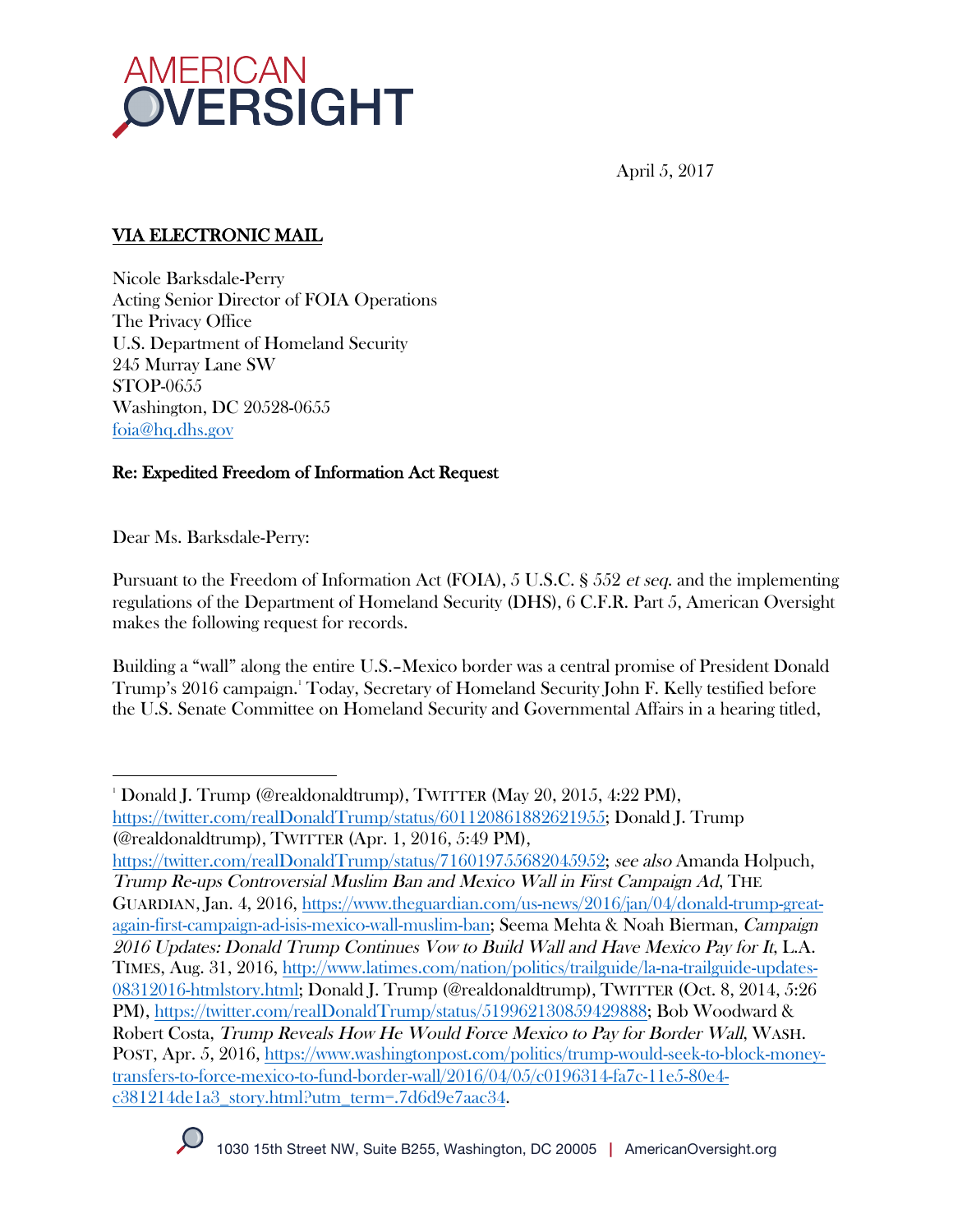AMERICAN OVERSIGHT

April 5, 2017

**VIA ELECTRONIC MAIL**

Nicole Barksdale-Perry
Acting Senior Director of FOIA Operations
The Privacy Office
U.S. Department of Homeland Security
245 Murray Lane SW
STOP-0655
Washington, DC 20528-0655
foia@hq.dhs.gov

**Re: Expedited Freedom of Information Act Request**

Dear Ms. Barksdale-Perry:

Pursuant to the Freedom of Information Act (FOIA), 5 U.S.C. § 552 *et seq.* and the implementing regulations of the Department of Homeland Security (DHS), 6 C.F.R. Part 5, American Oversight makes the following request for records.

Building a "wall" along the entire U.S.–Mexico border was a central promise of President Donald Trump's 2016 campaign.[1] Today, Secretary of Homeland Security John F. Kelly testified before the U.S. Senate Committee on Homeland Security and Governmental Affairs in a hearing titled,

---

[1] Donald J. Trump (@realdonaldtrump), TWITTER (May 20, 2015, 4:22 PM), https://twitter.com/realDonaldTrump/status/601120861882621955; Donald J. Trump (@realdonaldtrump), TWITTER (Apr. 1, 2016, 5:49 PM), https://twitter.com/realDonaldTrump/status/716019755682045952; *see also* Amanda Holpuch, *Trump Re-ups Controversial Muslim Ban and Mexico Wall in First Campaign Ad*, THE GUARDIAN, Jan. 4, 2016, https://www.theguardian.com/us-news/2016/jan/04/donald-trump-great-again-first-campaign-ad-isis-mexico-wall-muslim-ban; Seema Mehta & Noah Bierman, *Campaign 2016 Updates: Donald Trump Continues Vow to Build Wall and Have Mexico Pay for It*, L.A. TIMES, Aug. 31, 2016, http://www.latimes.com/nation/politics/trailguide/la-na-trailguide-updates-08312016-htmlstory.html; Donald J. Trump (@realdonaldtrump), TWITTER (Oct. 8, 2014, 5:26 PM), https://twitter.com/realDonaldTrump/status/519962130859429888; Bob Woodward & Robert Costa, *Trump Reveals How He Would Force Mexico to Pay for Border Wall*, WASH. POST, Apr. 5, 2016, https://www.washingtonpost.com/politics/trump-would-seek-to-block-money-transfers-to-force-mexico-to-fund-border-wall/2016/04/05/c0196314-fa7c-11e5-80e4-c381214de1a3_story.html?utm_term=.7d6d9e7aac34.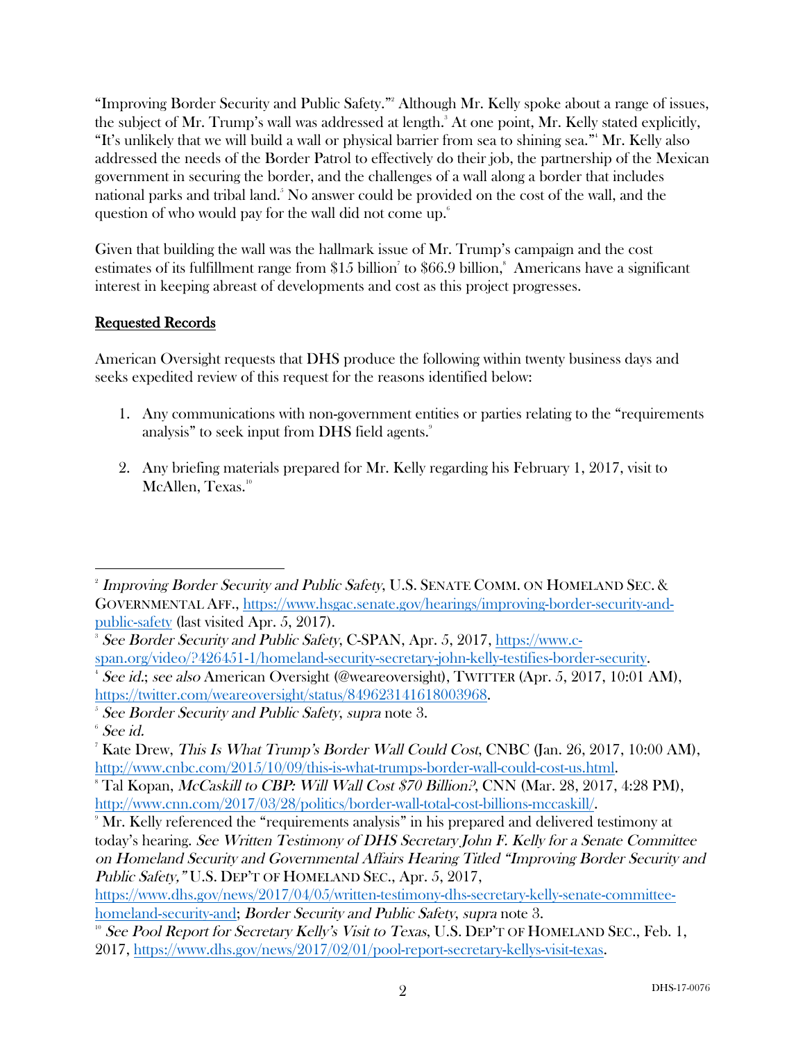"Improving Border Security and Public Safety."[2] Although Mr. Kelly spoke about a range of issues, the subject of Mr. Trump's wall was addressed at length.[3] At one point, Mr. Kelly stated explicitly, "It's unlikely that we will build a wall or physical barrier from sea to shining sea."[4] Mr. Kelly also addressed the needs of the Border Patrol to effectively do their job, the partnership of the Mexican government in securing the border, and the challenges of a wall along a border that includes national parks and tribal land.[5] No answer could be provided on the cost of the wall, and the question of who would pay for the wall did not come up.[6]

Given that building the wall was the hallmark issue of Mr. Trump's campaign and the cost estimates of its fulfillment range from $15 billion[7] to $66.9 billion,[8] Americans have a significant interest in keeping abreast of developments and cost as this project progresses.

## Requested Records

American Oversight requests that DHS produce the following within twenty business days and seeks expedited review of this request for the reasons identified below:

1. Any communications with non-government entities or parties relating to the "requirements analysis" to seek input from DHS field agents.[9]
2. Any briefing materials prepared for Mr. Kelly regarding his February 1, 2017, visit to McAllen, Texas.[10]

---

[2] *Improving Border Security and Public Safety*, U.S. SENATE COMM. ON HOMELAND SEC. & GOVERNMENTAL AFF., https://www.hsgac.senate.gov/hearings/improving-border-security-and-public-safety (last visited Apr. 5, 2017).

[3] *See Border Security and Public Safety*, C-SPAN, Apr. 5, 2017, https://www.c-span.org/video/?426451-1/homeland-security-secretary-john-kelly-testifies-border-security.

[4] *See id.*; *see also* American Oversight (@weareoversight), TWITTER (Apr. 5, 2017, 10:01 AM), https://twitter.com/weareoversight/status/849623141618003968.

[5] *See Border Security and Public Safety*, *supra* note 3.

[6] *See id.*

[7] Kate Drew, *This Is What Trump's Border Wall Could Cost*, CNBC (Jan. 26, 2017, 10:00 AM), http://www.cnbc.com/2015/10/09/this-is-what-trumps-border-wall-could-cost-us.html.

[8] Tal Kopan, *McCaskill to CBP: Will Wall Cost $70 Billion?*, CNN (Mar. 28, 2017, 4:28 PM), http://www.cnn.com/2017/03/28/politics/border-wall-total-cost-billions-mccaskill/.

[9] Mr. Kelly referenced the "requirements analysis" in his prepared and delivered testimony at today's hearing. *See Written Testimony of DHS Secretary John F. Kelly for a Senate Committee on Homeland Security and Governmental Affairs Hearing Titled "Improving Border Security and Public Safety,"* U.S. DEP'T OF HOMELAND SEC., Apr. 5, 2017, https://www.dhs.gov/news/2017/04/05/written-testimony-dhs-secretary-kelly-senate-committee-homeland-security-and; *Border Security and Public Safety*, *supra* note 3.

[10] *See Pool Report for Secretary Kelly's Visit to Texas*, U.S. DEP'T OF HOMELAND SEC., Feb. 1, 2017, https://www.dhs.gov/news/2017/02/01/pool-report-secretary-kellys-visit-texas.

DHS-17-0076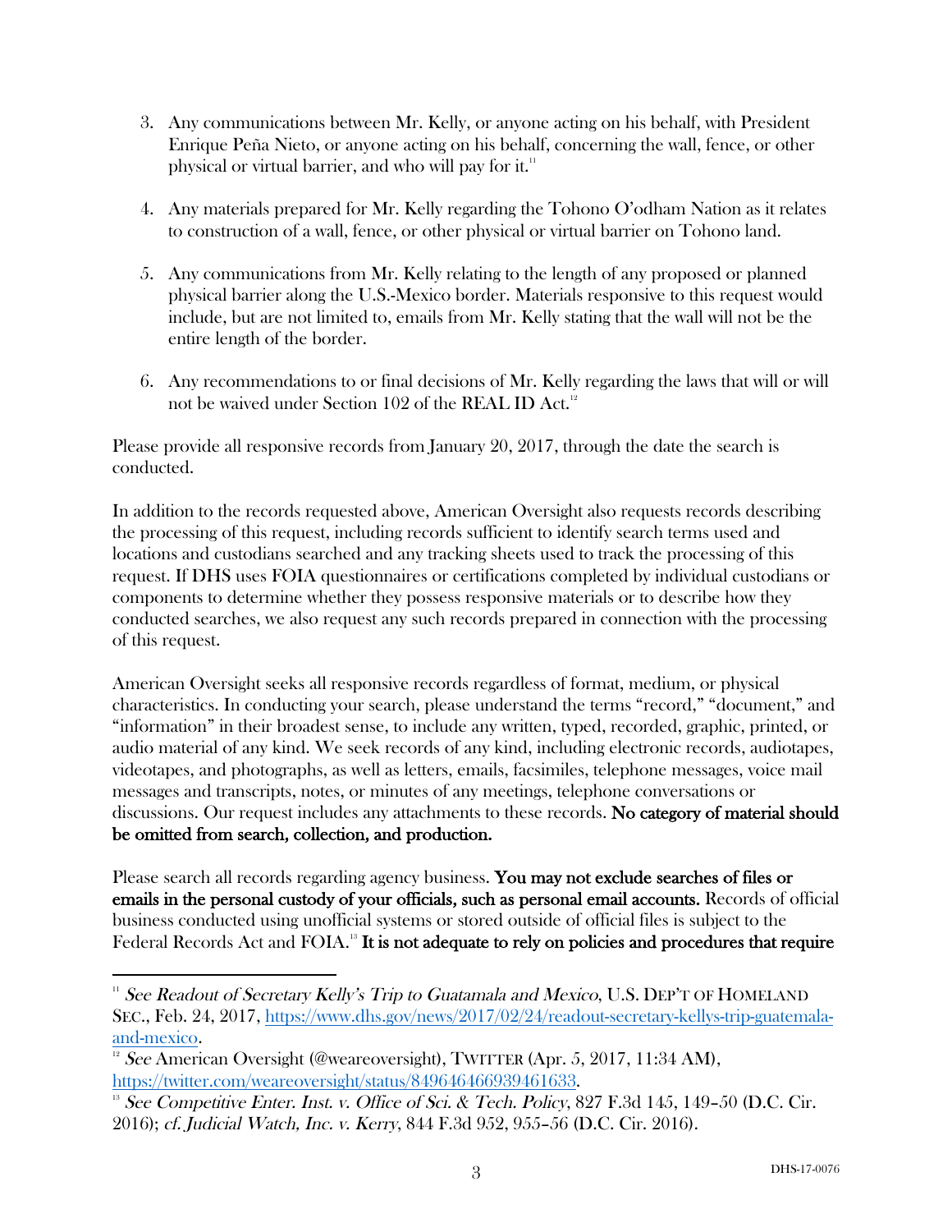3. Any communications between Mr. Kelly, or anyone acting on his behalf, with President Enrique Peña Nieto, or anyone acting on his behalf, concerning the wall, fence, or other physical or virtual barrier, and who will pay for it.[11]

4. Any materials prepared for Mr. Kelly regarding the Tohono O'odham Nation as it relates to construction of a wall, fence, or other physical or virtual barrier on Tohono land.

5. Any communications from Mr. Kelly relating to the length of any proposed or planned physical barrier along the U.S.-Mexico border. Materials responsive to this request would include, but are not limited to, emails from Mr. Kelly stating that the wall will not be the entire length of the border.

6. Any recommendations to or final decisions of Mr. Kelly regarding the laws that will or will not be waived under Section 102 of the REAL ID Act.[12]

Please provide all responsive records from January 20, 2017, through the date the search is conducted.

In addition to the records requested above, American Oversight also requests records describing the processing of this request, including records sufficient to identify search terms used and locations and custodians searched and any tracking sheets used to track the processing of this request. If DHS uses FOIA questionnaires or certifications completed by individual custodians or components to determine whether they possess responsive materials or to describe how they conducted searches, we also request any such records prepared in connection with the processing of this request.

American Oversight seeks all responsive records regardless of format, medium, or physical characteristics. In conducting your search, please understand the terms "record," "document," and "information" in their broadest sense, to include any written, typed, recorded, graphic, printed, or audio material of any kind. We seek records of any kind, including electronic records, audiotapes, videotapes, and photographs, as well as letters, emails, facsimiles, telephone messages, voice mail messages and transcripts, notes, or minutes of any meetings, telephone conversations or discussions. Our request includes any attachments to these records. **No category of material should be omitted from search, collection, and production.**

Please search all records regarding agency business. **You may not exclude searches of files or emails in the personal custody of your officials, such as personal email accounts.** Records of official business conducted using unofficial systems or stored outside of official files is subject to the Federal Records Act and FOIA.[13] **It is not adequate to rely on policies and procedures that require**

---

[11] *See Readout of Secretary Kelly's Trip to Guatamala and Mexico*, U.S. DEP'T OF HOMELAND SEC., Feb. 24, 2017, https://www.dhs.gov/news/2017/02/24/readout-secretary-kellys-trip-guatamala-and-mexico.

[12] *See* American Oversight (@weareoversight), TWITTER (Apr. 5, 2017, 11:34 AM), https://twitter.com/weareoversight/status/849646466939461633.

[13] *See Competitive Enter. Inst. v. Office of Sci. & Tech. Policy*, 827 F.3d 145, 149–50 (D.C. Cir. 2016); *cf. Judicial Watch, Inc. v. Kerry*, 844 F.3d 952, 955–56 (D.C. Cir. 2016).

DHS-17-0076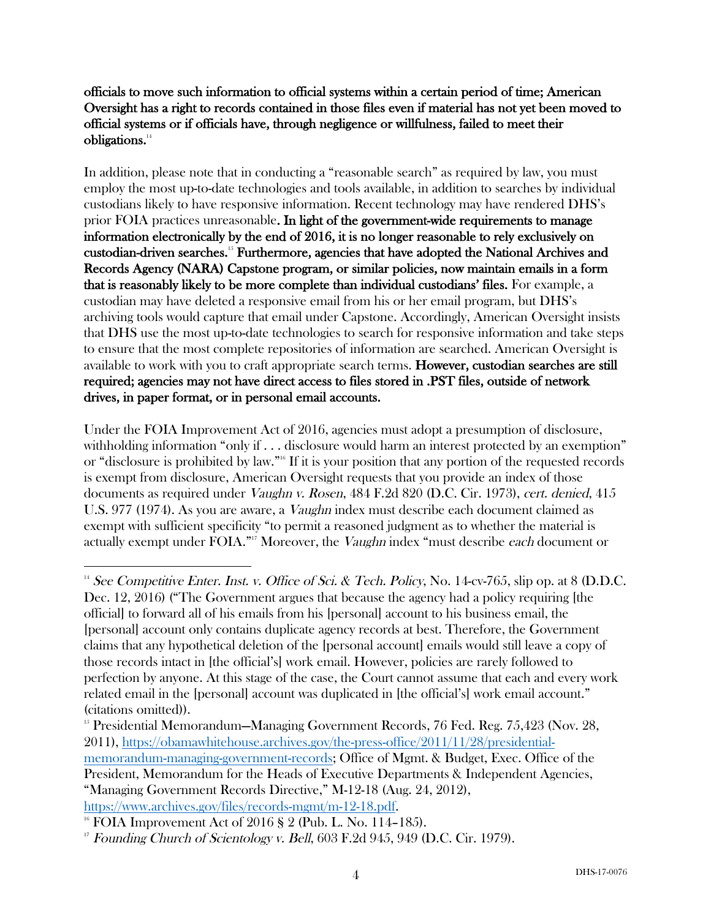**officials to move such information to official systems within a certain period of time; American Oversight has a right to records contained in those files even if material has not yet been moved to official systems or if officials have, through negligence or willfulness, failed to meet their obligations.**[14]

In addition, please note that in conducting a "reasonable search" as required by law, you must employ the most up-to-date technologies and tools available, in addition to searches by individual custodians likely to have responsive information. Recent technology may have rendered DHS's prior FOIA practices unreasonable. **In light of the government-wide requirements to manage information electronically by the end of 2016, it is no longer reasonable to rely exclusively on custodian-driven searches.**[15] **Furthermore, agencies that have adopted the National Archives and Records Agency (NARA) Capstone program, or similar policies, now maintain emails in a form that is reasonably likely to be more complete than individual custodians' files.** For example, a custodian may have deleted a responsive email from his or her email program, but DHS's archiving tools would capture that email under Capstone. Accordingly, American Oversight insists that DHS use the most up-to-date technologies to search for responsive information and take steps to ensure that the most complete repositories of information are searched. American Oversight is available to work with you to craft appropriate search terms. **However, custodian searches are still required; agencies may not have direct access to files stored in .PST files, outside of network drives, in paper format, or in personal email accounts.**

Under the FOIA Improvement Act of 2016, agencies must adopt a presumption of disclosure, withholding information "only if . . . disclosure would harm an interest protected by an exemption" or "disclosure is prohibited by law."[16] If it is your position that any portion of the requested records is exempt from disclosure, American Oversight requests that you provide an index of those documents as required under *Vaughn v. Rosen*, 484 F.2d 820 (D.C. Cir. 1973), *cert. denied*, 415 U.S. 977 (1974). As you are aware, a *Vaughn* index must describe each document claimed as exempt with sufficient specificity "to permit a reasoned judgment as to whether the material is actually exempt under FOIA."[17] Moreover, the *Vaughn* index "must describe *each* document or

---

[14] *See Competitive Enter. Inst. v. Office of Sci. & Tech. Policy*, No. 14-cv-765, slip op. at 8 (D.D.C. Dec. 12, 2016) ("The Government argues that because the agency had a policy requiring [the official] to forward all of his emails from his [personal] account to his business email, the [personal] account only contains duplicate agency records at best. Therefore, the Government claims that any hypothetical deletion of the [personal account] emails would still leave a copy of those records intact in [the official's] work email. However, policies are rarely followed to perfection by anyone. At this stage of the case, the Court cannot assume that each and every work related email in the [personal] account was duplicated in [the official's] work email account." (citations omitted)).

[15] Presidential Memorandum—Managing Government Records, 76 Fed. Reg. 75,423 (Nov. 28, 2011), https://obamawhitehouse.archives.gov/the-press-office/2011/11/28/presidential-memorandum-managing-government-records; Office of Mgmt. & Budget, Exec. Office of the President, Memorandum for the Heads of Executive Departments & Independent Agencies, "Managing Government Records Directive," M-12-18 (Aug. 24, 2012), https://www.archives.gov/files/records-mgmt/m-12-18.pdf.

[16] FOIA Improvement Act of 2016 § 2 (Pub. L. No. 114–185).

[17] *Founding Church of Scientology v. Bell*, 603 F.2d 945, 949 (D.C. Cir. 1979).

DHS-17-0076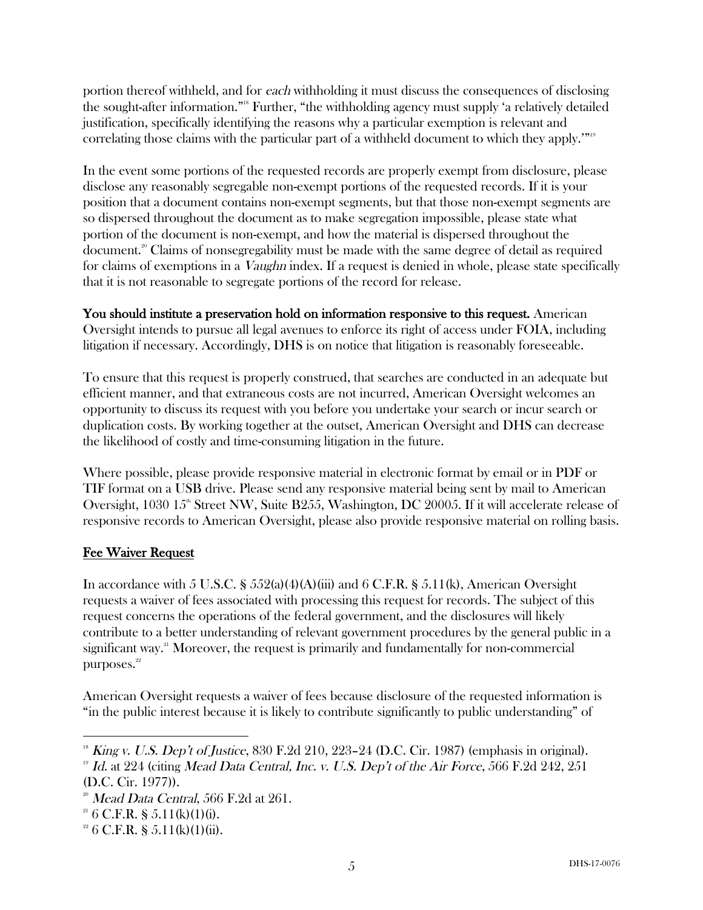portion thereof withheld, and for *each* withholding it must discuss the consequences of disclosing the sought-after information."[18] Further, "the withholding agency must supply 'a relatively detailed justification, specifically identifying the reasons why a particular exemption is relevant and correlating those claims with the particular part of a withheld document to which they apply.'"[19]

In the event some portions of the requested records are properly exempt from disclosure, please disclose any reasonably segregable non-exempt portions of the requested records. If it is your position that a document contains non-exempt segments, but that those non-exempt segments are so dispersed throughout the document as to make segregation impossible, please state what portion of the document is non-exempt, and how the material is dispersed throughout the document.[20] Claims of nonsegregability must be made with the same degree of detail as required for claims of exemptions in a *Vaughn* index. If a request is denied in whole, please state specifically that it is not reasonable to segregate portions of the record for release.

**You should institute a preservation hold on information responsive to this request.** American Oversight intends to pursue all legal avenues to enforce its right of access under FOIA, including litigation if necessary. Accordingly, DHS is on notice that litigation is reasonably foreseeable.

To ensure that this request is properly construed, that searches are conducted in an adequate but efficient manner, and that extraneous costs are not incurred, American Oversight welcomes an opportunity to discuss its request with you before you undertake your search or incur search or duplication costs. By working together at the outset, American Oversight and DHS can decrease the likelihood of costly and time-consuming litigation in the future.

Where possible, please provide responsive material in electronic format by email or in PDF or TIF format on a USB drive. Please send any responsive material being sent by mail to American Oversight, 1030 15th Street NW, Suite B255, Washington, DC 20005. If it will accelerate release of responsive records to American Oversight, please also provide responsive material on rolling basis.

## Fee Waiver Request

In accordance with 5 U.S.C. § 552(a)(4)(A)(iii) and 6 C.F.R. § 5.11(k), American Oversight requests a waiver of fees associated with processing this request for records. The subject of this request concerns the operations of the federal government, and the disclosures will likely contribute to a better understanding of relevant government procedures by the general public in a significant way.[21] Moreover, the request is primarily and fundamentally for non-commercial purposes.[22]

American Oversight requests a waiver of fees because disclosure of the requested information is "in the public interest because it is likely to contribute significantly to public understanding" of

---

[18] *King v. U.S. Dep't of Justice*, 830 F.2d 210, 223–24 (D.C. Cir. 1987) (emphasis in original).

[19] *Id.* at 224 (citing *Mead Data Central, Inc. v. U.S. Dep't of the Air Force*, 566 F.2d 242, 251 (D.C. Cir. 1977)).

[20] *Mead Data Central*, 566 F.2d at 261.

[21] 6 C.F.R. § 5.11(k)(1)(i).

[22] 6 C.F.R. § 5.11(k)(1)(ii).

DHS-17-0076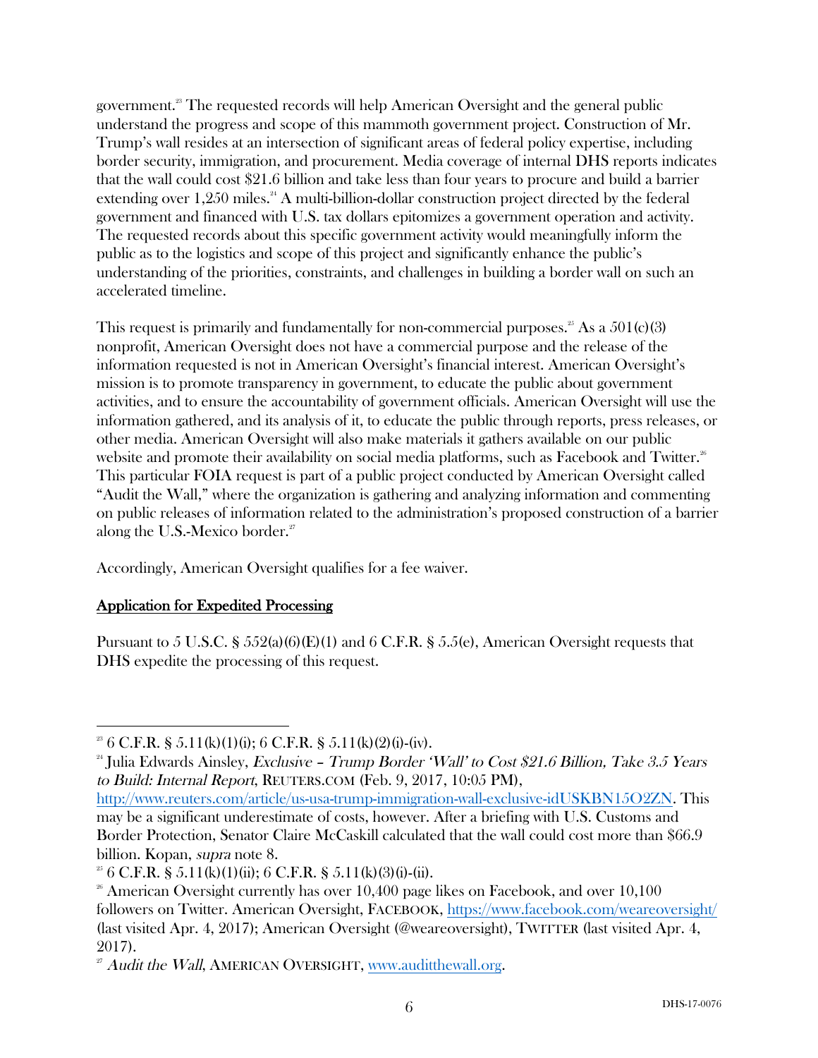government.[23] The requested records will help American Oversight and the general public understand the progress and scope of this mammoth government project. Construction of Mr. Trump's wall resides at an intersection of significant areas of federal policy expertise, including border security, immigration, and procurement. Media coverage of internal DHS reports indicates that the wall could cost $21.6 billion and take less than four years to procure and build a barrier extending over 1,250 miles.[24] A multi-billion-dollar construction project directed by the federal government and financed with U.S. tax dollars epitomizes a government operation and activity. The requested records about this specific government activity would meaningfully inform the public as to the logistics and scope of this project and significantly enhance the public's understanding of the priorities, constraints, and challenges in building a border wall on such an accelerated timeline.

This request is primarily and fundamentally for non-commercial purposes.[25] As a 501(c)(3) nonprofit, American Oversight does not have a commercial purpose and the release of the information requested is not in American Oversight's financial interest. American Oversight's mission is to promote transparency in government, to educate the public about government activities, and to ensure the accountability of government officials. American Oversight will use the information gathered, and its analysis of it, to educate the public through reports, press releases, or other media. American Oversight will also make materials it gathers available on our public website and promote their availability on social media platforms, such as Facebook and Twitter.[26] This particular FOIA request is part of a public project conducted by American Oversight called "Audit the Wall," where the organization is gathering and analyzing information and commenting on public releases of information related to the administration's proposed construction of a barrier along the U.S.-Mexico border.[27]

Accordingly, American Oversight qualifies for a fee waiver.

## Application for Expedited Processing

Pursuant to 5 U.S.C. § 552(a)(6)(E)(1) and 6 C.F.R. § 5.5(e), American Oversight requests that DHS expedite the processing of this request.

---

[23] 6 C.F.R. § 5.11(k)(1)(i); 6 C.F.R. § 5.11(k)(2)(i)-(iv).

[24] Julia Edwards Ainsley, *Exclusive – Trump Border 'Wall' to Cost $21.6 Billion, Take 3.5 Years to Build: Internal Report*, REUTERS.COM (Feb. 9, 2017, 10:05 PM), http://www.reuters.com/article/us-usa-trump-immigration-wall-exclusive-idUSKBN15O2ZN. This may be a significant underestimate of costs, however. After a briefing with U.S. Customs and Border Protection, Senator Claire McCaskill calculated that the wall could cost more than $66.9 billion. Kopan, *supra* note 8.

[25] 6 C.F.R. § 5.11(k)(1)(ii); 6 C.F.R. § 5.11(k)(3)(i)-(ii).

[26] American Oversight currently has over 10,400 page likes on Facebook, and over 10,100 followers on Twitter. American Oversight, FACEBOOK, https://www.facebook.com/weareoversight/ (last visited Apr. 4, 2017); American Oversight (@weareoversight), TWITTER (last visited Apr. 4, 2017).

[27] *Audit the Wall*, AMERICAN OVERSIGHT, www.auditthewall.org.

DHS-17-0076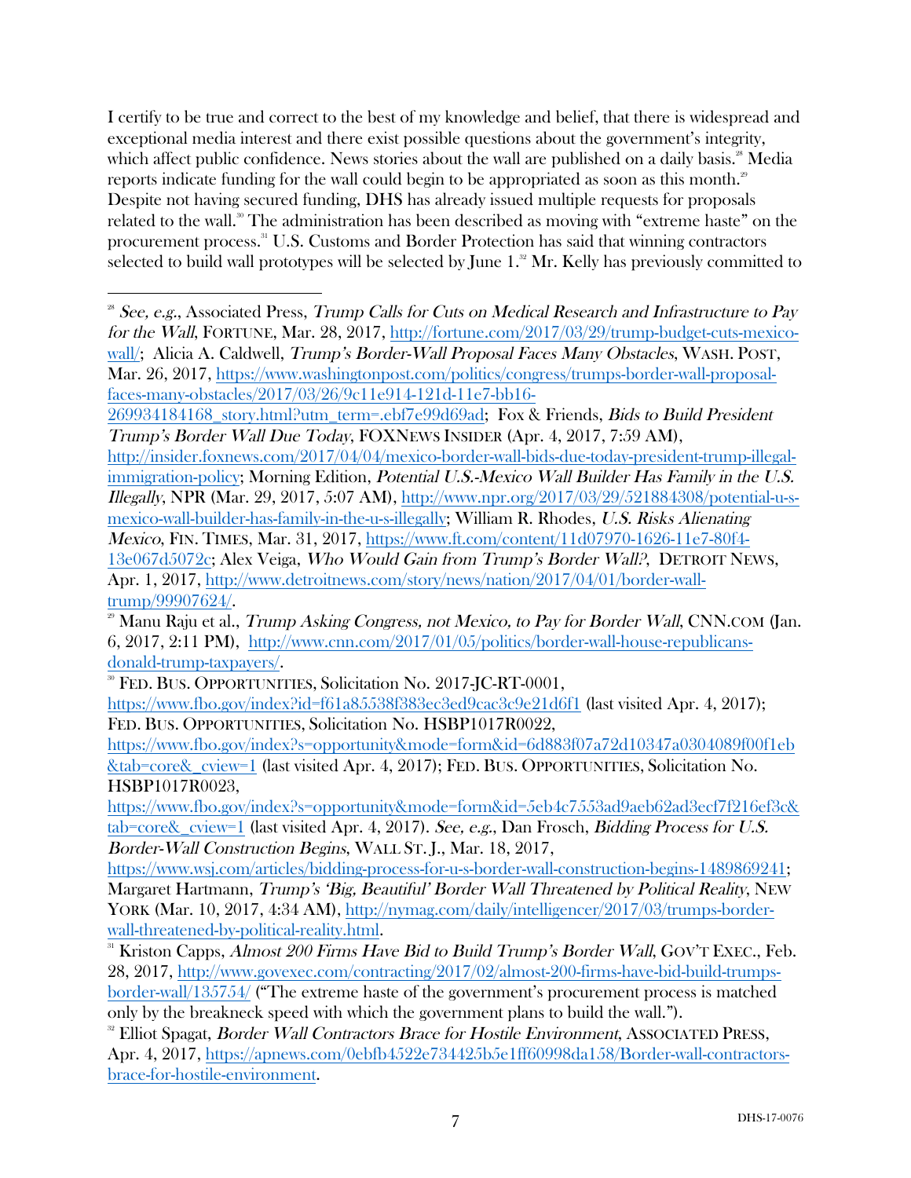I certify to be true and correct to the best of my knowledge and belief, that there is widespread and exceptional media interest and there exist possible questions about the government's integrity, which affect public confidence. News stories about the wall are published on a daily basis.[28] Media reports indicate funding for the wall could begin to be appropriated as soon as this month.[29] Despite not having secured funding, DHS has already issued multiple requests for proposals related to the wall.[30] The administration has been described as moving with "extreme haste" on the procurement process.[31] U.S. Customs and Border Protection has said that winning contractors selected to build wall prototypes will be selected by June 1.[32] Mr. Kelly has previously committed to

---

[28] *See, e.g.*, Associated Press, *Trump Calls for Cuts on Medical Research and Infrastructure to Pay for the Wall*, FORTUNE, Mar. 28, 2017, http://fortune.com/2017/03/29/trump-budget-cuts-mexico-wall/; Alicia A. Caldwell, *Trump's Border-Wall Proposal Faces Many Obstacles*, WASH. POST, Mar. 26, 2017, https://www.washingtonpost.com/politics/congress/trumps-border-wall-proposal-faces-many-obstacles/2017/03/26/9c11e914-121d-11e7-bb16-269934184168_story.html?utm_term=.ebf7e99d69ad; Fox & Friends, *Bids to Build President Trump's Border Wall Due Today*, FOXNEWS INSIDER (Apr. 4, 2017, 7:59 AM), http://insider.foxnews.com/2017/04/04/mexico-border-wall-bids-due-today-president-trump-illegal-immigration-policy; Morning Edition, *Potential U.S.-Mexico Wall Builder Has Family in the U.S. Illegally*, NPR (Mar. 29, 2017, 5:07 AM), http://www.npr.org/2017/03/29/521884308/potential-u-s-mexico-wall-builder-has-family-in-the-u-s-illegally; William R. Rhodes, *U.S. Risks Alienating Mexico*, FIN. TIMES, Mar. 31, 2017, https://www.ft.com/content/11d07970-1626-11e7-80f4-13e067d5072c; Alex Veiga, *Who Would Gain from Trump's Border Wall?*, DETROIT NEWS, Apr. 1, 2017, http://www.detroitnews.com/story/news/nation/2017/04/01/border-wall-trump/99907624/.

[29] Manu Raju et al., *Trump Asking Congress, not Mexico, to Pay for Border Wall*, CNN.COM (Jan. 6, 2017, 2:11 PM), http://www.cnn.com/2017/01/05/politics/border-wall-house-republicans-donald-trump-taxpayers/.

[30] FED. BUS. OPPORTUNITIES, Solicitation No. 2017-JC-RT-0001, https://www.fbo.gov/index?id=f61a85538f383ec3ed9cac3c9e21d6f1 (last visited Apr. 4, 2017); FED. BUS. OPPORTUNITIES, Solicitation No. HSBP1017R0022, https://www.fbo.gov/index?s=opportunity&mode=form&id=6d883f07a72d10347a0304089f00f1eb&tab=core&_cview=1 (last visited Apr. 4, 2017); FED. BUS. OPPORTUNITIES, Solicitation No. HSBP1017R0023, https://www.fbo.gov/index?s=opportunity&mode=form&id=5eb4c7553ad9aeb62ad3ecf7f216ef3c&tab=core&_cview=1 (last visited Apr. 4, 2017). *See, e.g.*, Dan Frosch, *Bidding Process for U.S. Border-Wall Construction Begins*, WALL ST. J., Mar. 18, 2017, https://www.wsj.com/articles/bidding-process-for-u-s-border-wall-construction-begins-1489869241; Margaret Hartmann, *Trump's 'Big, Beautiful' Border Wall Threatened by Political Reality*, NEW YORK (Mar. 10, 2017, 4:34 AM), http://nymag.com/daily/intelligencer/2017/03/trumps-border-wall-threatened-by-political-reality.html.

[31] Kriston Capps, *Almost 200 Firms Have Bid to Build Trump's Border Wall*, GOV'T EXEC., Feb. 28, 2017, http://www.govexec.com/contracting/2017/02/almost-200-firms-have-bid-build-trumps-border-wall/135754/ ("The extreme haste of the government's procurement process is matched only by the breakneck speed with which the government plans to build the wall.").

[32] Elliot Spagat, *Border Wall Contractors Brace for Hostile Environment*, ASSOCIATED PRESS, Apr. 4, 2017, https://apnews.com/0ebfb4522e734425b5e1ff60998da158/Border-wall-contractors-brace-for-hostile-environment.

DHS-17-0076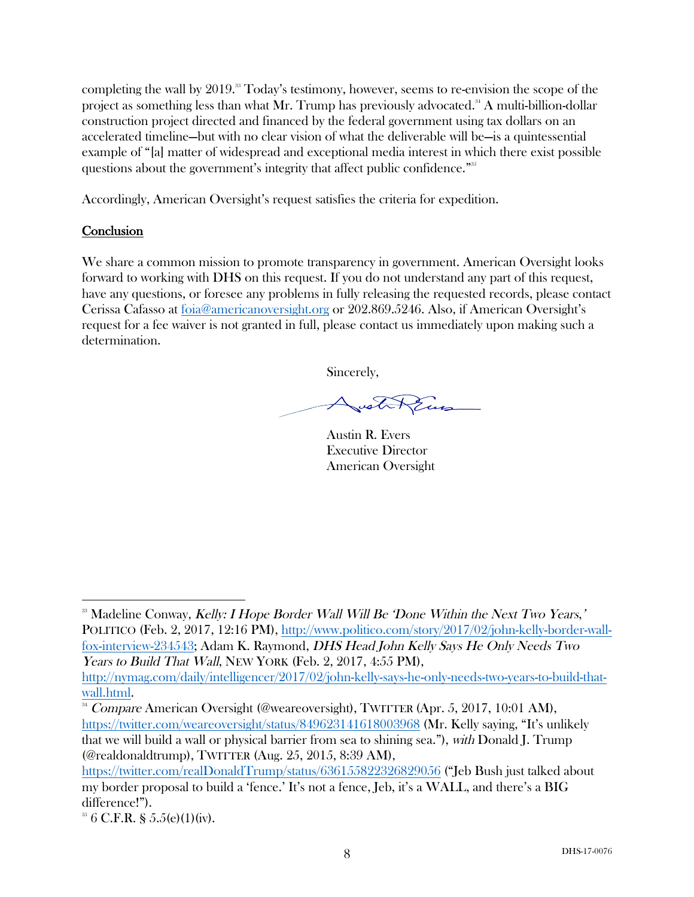completing the wall by 2019.[33] Today's testimony, however, seems to re-envision the scope of the project as something less than what Mr. Trump has previously advocated.[34] A multi-billion-dollar construction project directed and financed by the federal government using tax dollars on an accelerated timeline—but with no clear vision of what the deliverable will be—is a quintessential example of "[a] matter of widespread and exceptional media interest in which there exist possible questions about the government's integrity that affect public confidence."[35]

Accordingly, American Oversight's request satisfies the criteria for expedition.

## Conclusion

We share a common mission to promote transparency in government. American Oversight looks forward to working with DHS on this request. If you do not understand any part of this request, have any questions, or foresee any problems in fully releasing the requested records, please contact Cerissa Cafasso at foia@americanoversight.org or 202.869.5246. Also, if American Oversight's request for a fee waiver is not granted in full, please contact us immediately upon making such a determination.

Sincerely,

Austin R. Evers
Executive Director
American Oversight

---

[33] Madeline Conway, *Kelly: I Hope Border Wall Will Be 'Done Within the Next Two Years,'* POLITICO (Feb. 2, 2017, 12:16 PM), http://www.politico.com/story/2017/02/john-kelly-border-wall-fox-interview-234543; Adam K. Raymond, *DHS Head John Kelly Says He Only Needs Two Years to Build That Wall*, NEW YORK (Feb. 2, 2017, 4:55 PM), http://nymag.com/daily/intelligencer/2017/02/john-kelly-says-he-only-needs-two-years-to-build-that-wall.html.

[34] *Compare* American Oversight (@weareoversight), TWITTER (Apr. 5, 2017, 10:01 AM), https://twitter.com/weareoversight/status/849623141618003968 (Mr. Kelly saying, "It's unlikely that we will build a wall or physical barrier from sea to shining sea."), *with* Donald J. Trump (@realdonaldtrump), TWITTER (Aug. 25, 2015, 8:39 AM), https://twitter.com/realDonaldTrump/status/636155822326829056 ("Jeb Bush just talked about my border proposal to build a 'fence.' It's not a fence, Jeb, it's a WALL, and there's a BIG difference!").

[35] 6 C.F.R. § 5.5(e)(1)(iv).

DHS-17-0076